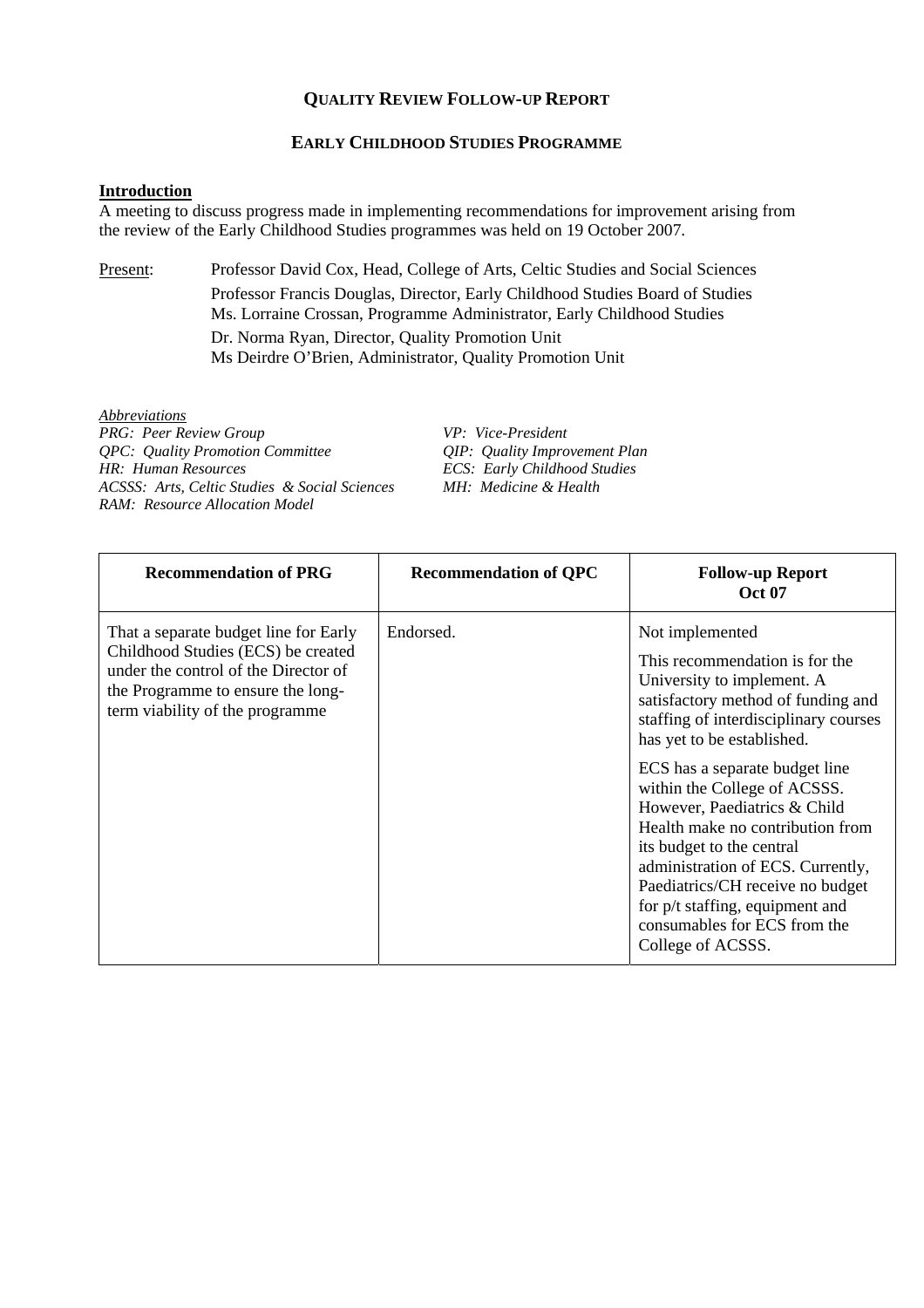# QUALITY REVIEW FOLLOW-UP REPORT

## EARLY CHILDHOOD STUDIES PROGRAMME

**Introduction**

A meeting to discuss progress made in implementing recommendations for improvement arising from the review of the Early Childhood Studies programmes was held on 19 October 2007.

Present: Professor David Cox, Head, College of Arts, Celtic Studies and Social Sciences
Professor Francis Douglas, Director, Early Childhood Studies Board of Studies
Ms. Lorraine Crossan, Programme Administrator, Early Childhood Studies
Dr. Norma Ryan, Director, Quality Promotion Unit
Ms Deirdre O'Brien, Administrator, Quality Promotion Unit

*Abbreviations*

*PRG: Peer Review Group*
*QPC: Quality Promotion Committee*
*HR: Human Resources*
*ACSSS: Arts, Celtic Studies & Social Sciences*
*RAM: Resource Allocation Model*
*VP: Vice-President*
*QIP: Quality Improvement Plan*
*ECS: Early Childhood Studies*
*MH: Medicine & Health*

| Recommendation of PRG | Recommendation of QPC | Follow-up Report Oct 07 |
|---|---|---|
| That a separate budget line for Early Childhood Studies (ECS) be created under the control of the Director of the Programme to ensure the long-term viability of the programme | Endorsed. | Not implemented<br><br>This recommendation is for the University to implement. A satisfactory method of funding and staffing of interdisciplinary courses has yet to be established.<br><br>ECS has a separate budget line within the College of ACSSS. However, Paediatrics & Child Health make no contribution from its budget to the central administration of ECS. Currently, Paediatrics/CH receive no budget for p/t staffing, equipment and consumables for ECS from the College of ACSSS. |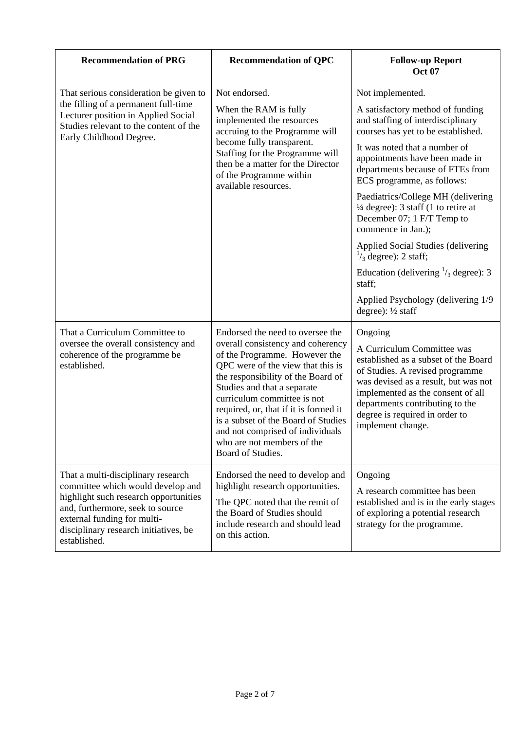| Recommendation of PRG | Recommendation of QPC | Follow-up Report Oct 07 |
|---|---|---|
| That serious consideration be given to the filling of a permanent full-time Lecturer position in Applied Social Studies relevant to the content of the Early Childhood Degree. | Not endorsed.<br><br>When the RAM is fully implemented the resources accruing to the Programme will become fully transparent. Staffing for the Programme will then be a matter for the Director of the Programme within available resources. | Not implemented.<br><br>A satisfactory method of funding and staffing of interdisciplinary courses has yet to be established.<br><br>It was noted that a number of appointments have been made in departments because of FTEs from ECS programme, as follows:<br><br>Paediatrics/College MH (delivering ¼ degree): 3 staff (1 to retire at December 07; 1 F/T Temp to commence in Jan.);<br><br>Applied Social Studies (delivering $^{1}/_{3}$ degree): 2 staff;<br><br>Education (delivering $^{1}/_{3}$ degree): 3 staff;<br><br>Applied Psychology (delivering 1/9 degree): ½ staff |
| That a Curriculum Committee to oversee the overall consistency and coherence of the programme be established. | Endorsed the need to oversee the overall consistency and coherency of the Programme. However the QPC were of the view that this is the responsibility of the Board of Studies and that a separate curriculum committee is not required, or, that if it is formed it is a subset of the Board of Studies and not comprised of individuals who are not members of the Board of Studies. | Ongoing<br><br>A Curriculum Committee was established as a subset of the Board of Studies. A revised programme was devised as a result, but was not implemented as the consent of all departments contributing to the degree is required in order to implement change. |
| That a multi-disciplinary research committee which would develop and highlight such research opportunities and, furthermore, seek to source external funding for multi-disciplinary research initiatives, be established. | Endorsed the need to develop and highlight research opportunities.<br><br>The QPC noted that the remit of the Board of Studies should include research and should lead on this action. | Ongoing<br><br>A research committee has been established and is in the early stages of exploring a potential research strategy for the programme. |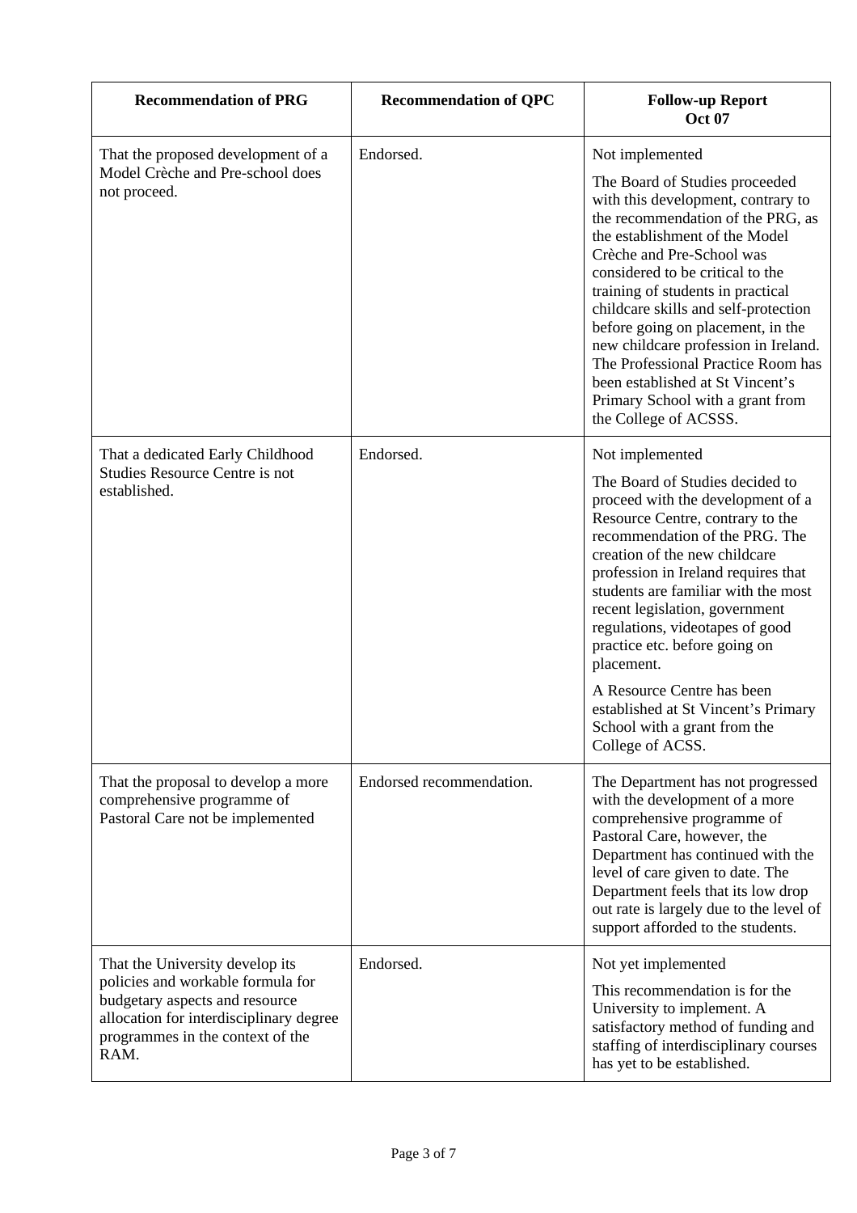| Recommendation of PRG | Recommendation of QPC | Follow-up Report Oct 07 |
|---|---|---|
| That the proposed development of a Model Crèche and Pre-school does not proceed. | Endorsed. | Not implemented<br><br>The Board of Studies proceeded with this development, contrary to the recommendation of the PRG, as the establishment of the Model Crèche and Pre-School was considered to be critical to the training of students in practical childcare skills and self-protection before going on placement, in the new childcare profession in Ireland. The Professional Practice Room has been established at St Vincent's Primary School with a grant from the College of ACSSS. |
| That a dedicated Early Childhood Studies Resource Centre is not established. | Endorsed. | Not implemented<br><br>The Board of Studies decided to proceed with the development of a Resource Centre, contrary to the recommendation of the PRG. The creation of the new childcare profession in Ireland requires that students are familiar with the most recent legislation, government regulations, videotapes of good practice etc. before going on placement.<br><br>A Resource Centre has been established at St Vincent's Primary School with a grant from the College of ACSS. |
| That the proposal to develop a more comprehensive programme of Pastoral Care not be implemented | Endorsed recommendation. | The Department has not progressed with the development of a more comprehensive programme of Pastoral Care, however, the Department has continued with the level of care given to date. The Department feels that its low drop out rate is largely due to the level of support afforded to the students. |
| That the University develop its policies and workable formula for budgetary aspects and resource allocation for interdisciplinary degree programmes in the context of the RAM. | Endorsed. | Not yet implemented<br><br>This recommendation is for the University to implement. A satisfactory method of funding and staffing of interdisciplinary courses has yet to be established. |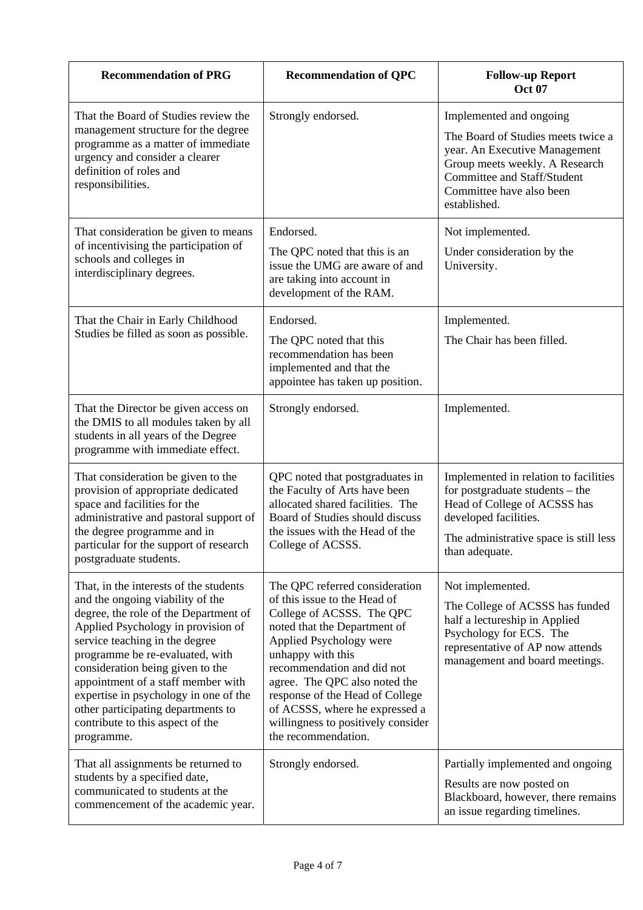| Recommendation of PRG | Recommendation of QPC | Follow-up Report Oct 07 |
|---|---|---|
| That the Board of Studies review the management structure for the degree programme as a matter of immediate urgency and consider a clearer definition of roles and responsibilities. | Strongly endorsed. | Implemented and ongoing<br><br>The Board of Studies meets twice a year. An Executive Management Group meets weekly. A Research Committee and Staff/Student Committee have also been established. |
| That consideration be given to means of incentivising the participation of schools and colleges in interdisciplinary degrees. | Endorsed.<br><br>The QPC noted that this is an issue the UMG are aware of and are taking into account in development of the RAM. | Not implemented.<br><br>Under consideration by the University. |
| That the Chair in Early Childhood Studies be filled as soon as possible. | Endorsed.<br><br>The QPC noted that this recommendation has been implemented and that the appointee has taken up position. | Implemented.<br><br>The Chair has been filled. |
| That the Director be given access on the DMIS to all modules taken by all students in all years of the Degree programme with immediate effect. | Strongly endorsed. | Implemented. |
| That consideration be given to the provision of appropriate dedicated space and facilities for the administrative and pastoral support of the degree programme and in particular for the support of research postgraduate students. | QPC noted that postgraduates in the Faculty of Arts have been allocated shared facilities. The Board of Studies should discuss the issues with the Head of the College of ACSSS. | Implemented in relation to facilities for postgraduate students – the Head of College of ACSSS has developed facilities.<br><br>The administrative space is still less than adequate. |
| That, in the interests of the students and the ongoing viability of the degree, the role of the Department of Applied Psychology in provision of service teaching in the degree programme be re-evaluated, with consideration being given to the appointment of a staff member with expertise in psychology in one of the other participating departments to contribute to this aspect of the programme. | The QPC referred consideration of this issue to the Head of College of ACSSS. The QPC noted that the Department of Applied Psychology were unhappy with this recommendation and did not agree. The QPC also noted the response of the Head of College of ACSSS, where he expressed a willingness to positively consider the recommendation. | Not implemented.<br><br>The College of ACSSS has funded half a lectureship in Applied Psychology for ECS. The representative of AP now attends management and board meetings. |
| That all assignments be returned to students by a specified date, communicated to students at the commencement of the academic year. | Strongly endorsed. | Partially implemented and ongoing<br><br>Results are now posted on Blackboard, however, there remains an issue regarding timelines. |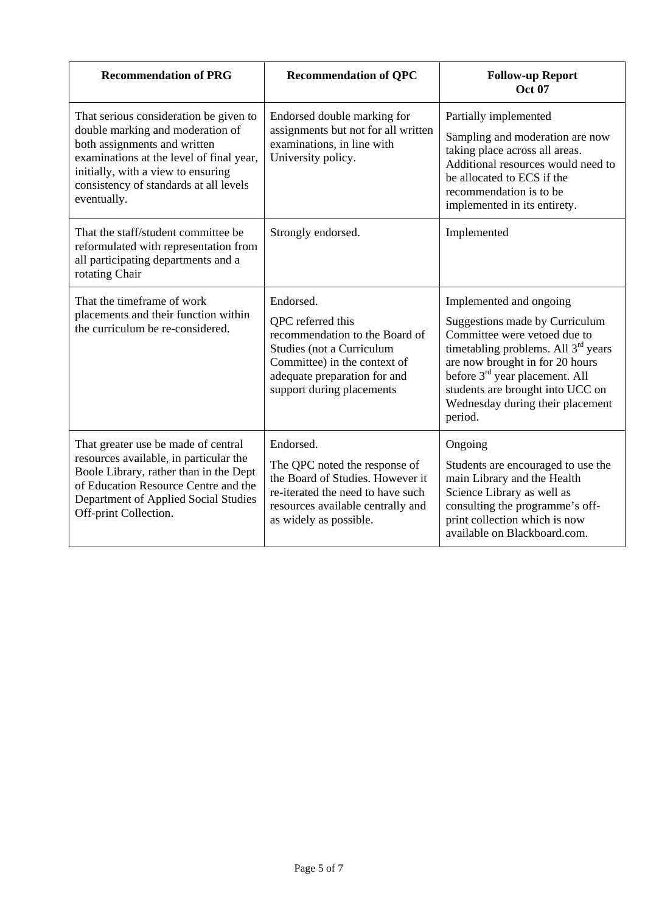| Recommendation of PRG | Recommendation of QPC | Follow-up Report Oct 07 |
|---|---|---|
| That serious consideration be given to double marking and moderation of both assignments and written examinations at the level of final year, initially, with a view to ensuring consistency of standards at all levels eventually. | Endorsed double marking for assignments but not for all written examinations, in line with University policy. | Partially implemented<br><br>Sampling and moderation are now taking place across all areas. Additional resources would need to be allocated to ECS if the recommendation is to be implemented in its entirety. |
| That the staff/student committee be reformulated with representation from all participating departments and a rotating Chair | Strongly endorsed. | Implemented |
| That the timeframe of work placements and their function within the curriculum be re-considered. | Endorsed.<br><br>QPC referred this recommendation to the Board of Studies (not a Curriculum Committee) in the context of adequate preparation for and support during placements | Implemented and ongoing<br><br>Suggestions made by Curriculum Committee were vetoed due to timetabling problems. All 3rd years are now brought in for 20 hours before 3rd year placement. All students are brought into UCC on Wednesday during their placement period. |
| That greater use be made of central resources available, in particular the Boole Library, rather than in the Dept of Education Resource Centre and the Department of Applied Social Studies Off-print Collection. | Endorsed.<br><br>The QPC noted the response of the Board of Studies. However it re-iterated the need to have such resources available centrally and as widely as possible. | Ongoing<br><br>Students are encouraged to use the main Library and the Health Science Library as well as consulting the programme's off-print collection which is now available on Blackboard.com. |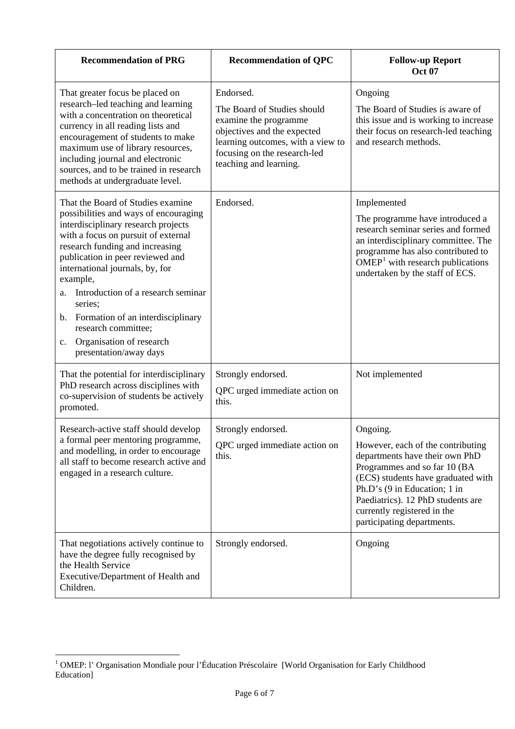| Recommendation of PRG | Recommendation of QPC | Follow-up Report Oct 07 |
|---|---|---|
| That greater focus be placed on research–led teaching and learning with a concentration on theoretical currency in all reading lists and encouragement of students to make maximum use of library resources, including journal and electronic sources, and to be trained in research methods at undergraduate level. | Endorsed.<br><br>The Board of Studies should examine the programme objectives and the expected learning outcomes, with a view to focusing on the research-led teaching and learning. | Ongoing<br><br>The Board of Studies is aware of this issue and is working to increase their focus on research-led teaching and research methods. |
| That the Board of Studies examine possibilities and ways of encouraging interdisciplinary research projects with a focus on pursuit of external research funding and increasing publication in peer reviewed and international journals, by, for example,<br>a. Introduction of a research seminar series;<br>b. Formation of an interdisciplinary research committee;<br>c. Organisation of research presentation/away days | Endorsed. | Implemented<br><br>The programme have introduced a research seminar series and formed an interdisciplinary committee. The programme has also contributed to OMEP[1] with research publications undertaken by the staff of ECS. |
| That the potential for interdisciplinary PhD research across disciplines with co-supervision of students be actively promoted. | Strongly endorsed.<br><br>QPC urged immediate action on this. | Not implemented |
| Research-active staff should develop a formal peer mentoring programme, and modelling, in order to encourage all staff to become research active and engaged in a research culture. | Strongly endorsed.<br><br>QPC urged immediate action on this. | Ongoing.<br><br>However, each of the contributing departments have their own PhD Programmes and so far 10 (BA (ECS) students have graduated with Ph.D's (9 in Education; 1 in Paediatrics). 12 PhD students are currently registered in the participating departments. |
| That negotiations actively continue to have the degree fully recognised by the Health Service Executive/Department of Health and Children. | Strongly endorsed. | Ongoing |

[1] OMEP: l' Organisation Mondiale pour l'Éducation Préscolaire [World Organisation for Early Childhood Education]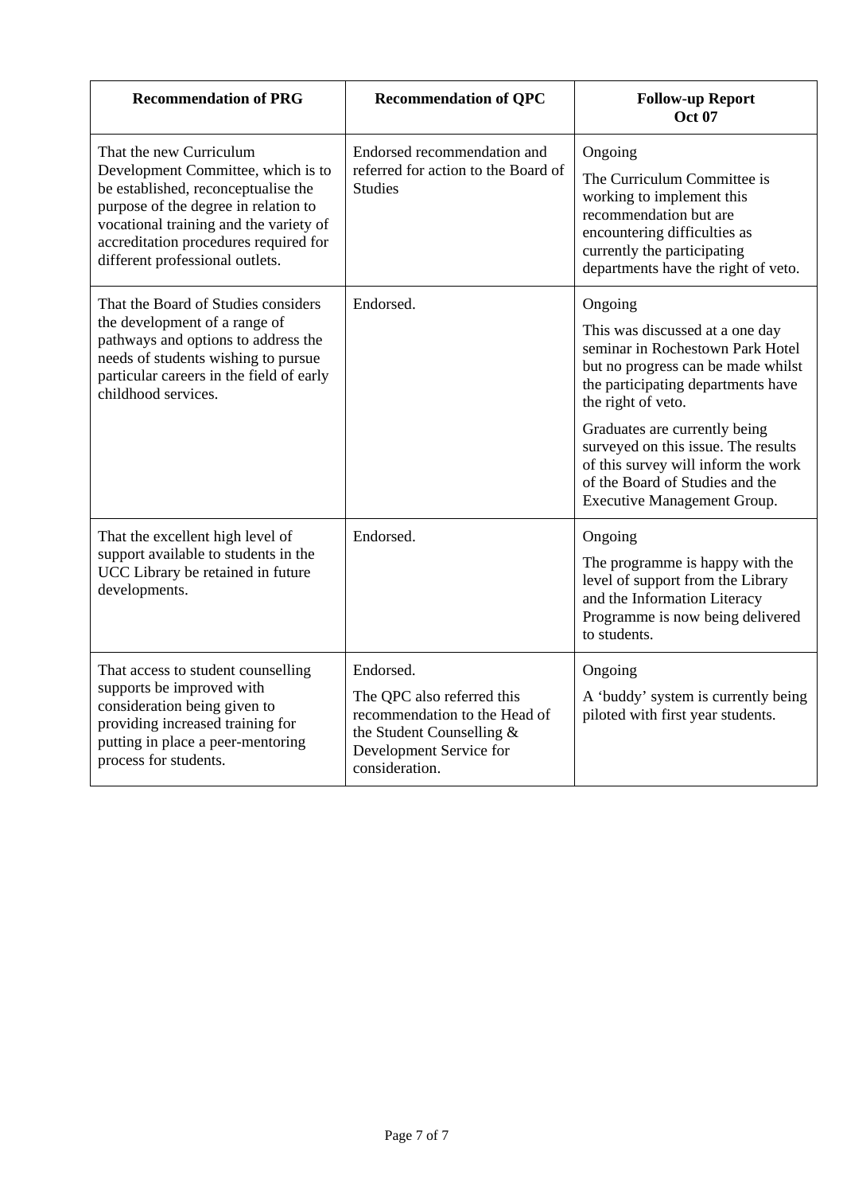| Recommendation of PRG | Recommendation of QPC | Follow-up Report Oct 07 |
|---|---|---|
| That the new Curriculum Development Committee, which is to be established, reconceptualise the purpose of the degree in relation to vocational training and the variety of accreditation procedures required for different professional outlets. | Endorsed recommendation and referred for action to the Board of Studies | Ongoing<br><br>The Curriculum Committee is working to implement this recommendation but are encountering difficulties as currently the participating departments have the right of veto. |
| That the Board of Studies considers the development of a range of pathways and options to address the needs of students wishing to pursue particular careers in the field of early childhood services. | Endorsed. | Ongoing<br><br>This was discussed at a one day seminar in Rochestown Park Hotel but no progress can be made whilst the participating departments have the right of veto.<br><br>Graduates are currently being surveyed on this issue. The results of this survey will inform the work of the Board of Studies and the Executive Management Group. |
| That the excellent high level of support available to students in the UCC Library be retained in future developments. | Endorsed. | Ongoing<br><br>The programme is happy with the level of support from the Library and the Information Literacy Programme is now being delivered to students. |
| That access to student counselling supports be improved with consideration being given to providing increased training for putting in place a peer-mentoring process for students. | Endorsed.<br><br>The QPC also referred this recommendation to the Head of the Student Counselling & Development Service for consideration. | Ongoing<br><br>A 'buddy' system is currently being piloted with first year students. |